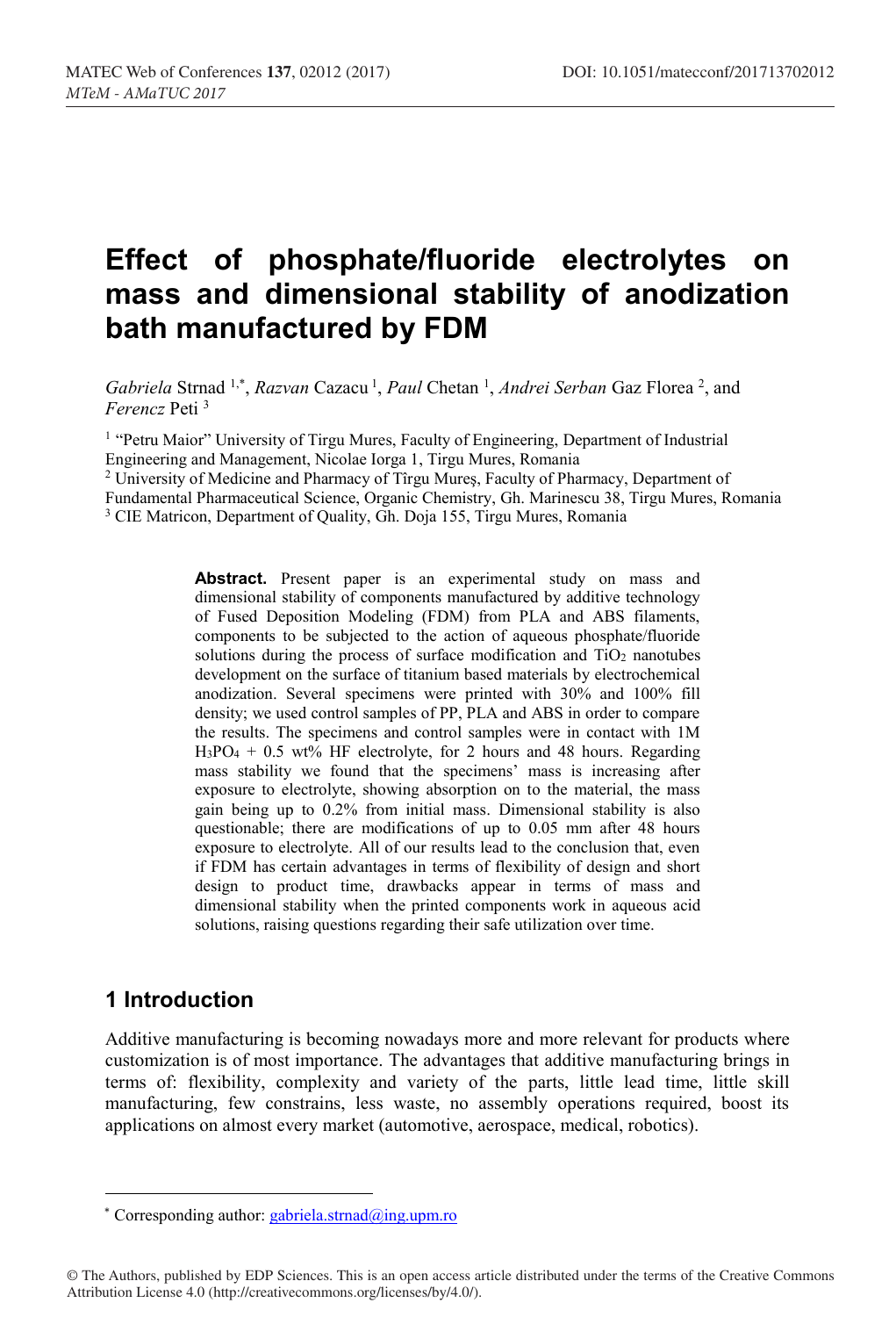# Effect of phosphate/fluoride electrolytes on mass and dimensional stability of anodization bath manufactured by FDM

*Gabriela* Strnad [1,*], *Razvan* Cazacu [1], *Paul* Chetan [1], *Andrei Serban* Gaz Florea [2], and *Ferencz* Peti [3]

[1] "Petru Maior" University of Tirgu Mures, Faculty of Engineering, Department of Industrial Engineering and Management, Nicolae Iorga 1, Tirgu Mures, Romania

[2] University of Medicine and Pharmacy of Tîrgu Mureş, Faculty of Pharmacy, Department of Fundamental Pharmaceutical Science, Organic Chemistry, Gh. Marinescu 38, Tirgu Mures, Romania

[3] CIE Matricon, Department of Quality, Gh. Doja 155, Tirgu Mures, Romania

**Abstract.** Present paper is an experimental study on mass and dimensional stability of components manufactured by additive technology of Fused Deposition Modeling (FDM) from PLA and ABS filaments, components to be subjected to the action of aqueous phosphate/fluoride solutions during the process of surface modification and $TiO_2$ nanotubes development on the surface of titanium based materials by electrochemical anodization. Several specimens were printed with 30% and 100% fill density; we used control samples of PP, PLA and ABS in order to compare the results. The specimens and control samples were in contact with 1M $H_3PO_4$ + 0.5 wt% HF electrolyte, for 2 hours and 48 hours. Regarding mass stability we found that the specimens' mass is increasing after exposure to electrolyte, showing absorption on to the material, the mass gain being up to 0.2% from initial mass. Dimensional stability is also questionable; there are modifications of up to 0.05 mm after 48 hours exposure to electrolyte. All of our results lead to the conclusion that, even if FDM has certain advantages in terms of flexibility of design and short design to product time, drawbacks appear in terms of mass and dimensional stability when the printed components work in aqueous acid solutions, raising questions regarding their safe utilization over time.

## 1 Introduction

Additive manufacturing is becoming nowadays more and more relevant for products where customization is of most importance. The advantages that additive manufacturing brings in terms of: flexibility, complexity and variety of the parts, little lead time, little skill manufacturing, few constrains, less waste, no assembly operations required, boost its applications on almost every market (automotive, aerospace, medical, robotics).

* Corresponding author: gabriela.strnad@ing.upm.ro

© The Authors, published by EDP Sciences. This is an open access article distributed under the terms of the Creative Commons Attribution License 4.0 (http://creativecommons.org/licenses/by/4.0/).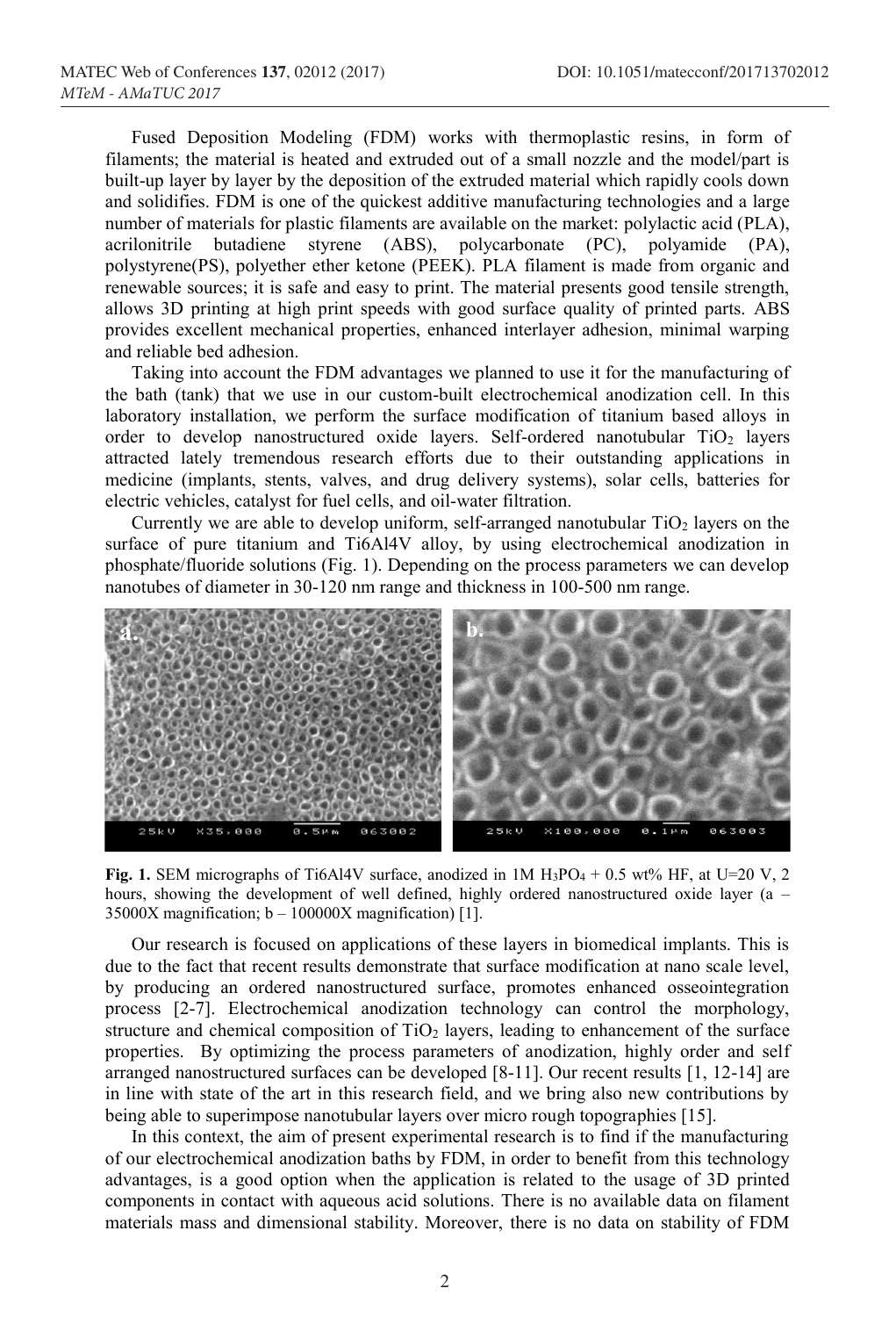Fused Deposition Modeling (FDM) works with thermoplastic resins, in form of filaments; the material is heated and extruded out of a small nozzle and the model/part is built-up layer by layer by the deposition of the extruded material which rapidly cools down and solidifies. FDM is one of the quickest additive manufacturing technologies and a large number of materials for plastic filaments are available on the market: polylactic acid (PLA), acrilonitrile butadiene styrene (ABS), polycarbonate (PC), polyamide (PA), polystyrene(PS), polyether ether ketone (PEEK). PLA filament is made from organic and renewable sources; it is safe and easy to print. The material presents good tensile strength, allows 3D printing at high print speeds with good surface quality of printed parts. ABS provides excellent mechanical properties, enhanced interlayer adhesion, minimal warping and reliable bed adhesion.

Taking into account the FDM advantages we planned to use it for the manufacturing of the bath (tank) that we use in our custom-built electrochemical anodization cell. In this laboratory installation, we perform the surface modification of titanium based alloys in order to develop nanostructured oxide layers. Self-ordered nanotubular $TiO_2$ layers attracted lately tremendous research efforts due to their outstanding applications in medicine (implants, stents, valves, and drug delivery systems), solar cells, batteries for electric vehicles, catalyst for fuel cells, and oil-water filtration.

Currently we are able to develop uniform, self-arranged nanotubular $TiO_2$ layers on the surface of pure titanium and Ti6Al4V alloy, by using electrochemical anodization in phosphate/fluoride solutions (Fig. 1). Depending on the process parameters we can develop nanotubes of diameter in 30-120 nm range and thickness in 100-500 nm range.

**Fig. 1.** SEM micrographs of Ti6Al4V surface, anodized in 1M $H_3PO_4$ + 0.5 wt% HF, at U=20 V, 2 hours, showing the development of well defined, highly ordered nanostructured oxide layer (a – 35000X magnification; b – 100000X magnification) [1].

Our research is focused on applications of these layers in biomedical implants. This is due to the fact that recent results demonstrate that surface modification at nano scale level, by producing an ordered nanostructured surface, promotes enhanced osseointegration process [2-7]. Electrochemical anodization technology can control the morphology, structure and chemical composition of $TiO_2$ layers, leading to enhancement of the surface properties. By optimizing the process parameters of anodization, highly order and self arranged nanostructured surfaces can be developed [8-11]. Our recent results [1, 12-14] are in line with state of the art in this research field, and we bring also new contributions by being able to superimpose nanotubular layers over micro rough topographies [15].

In this context, the aim of present experimental research is to find if the manufacturing of our electrochemical anodization baths by FDM, in order to benefit from this technology advantages, is a good option when the application is related to the usage of 3D printed components in contact with aqueous acid solutions. There is no available data on filament materials mass and dimensional stability. Moreover, there is no data on stability of FDM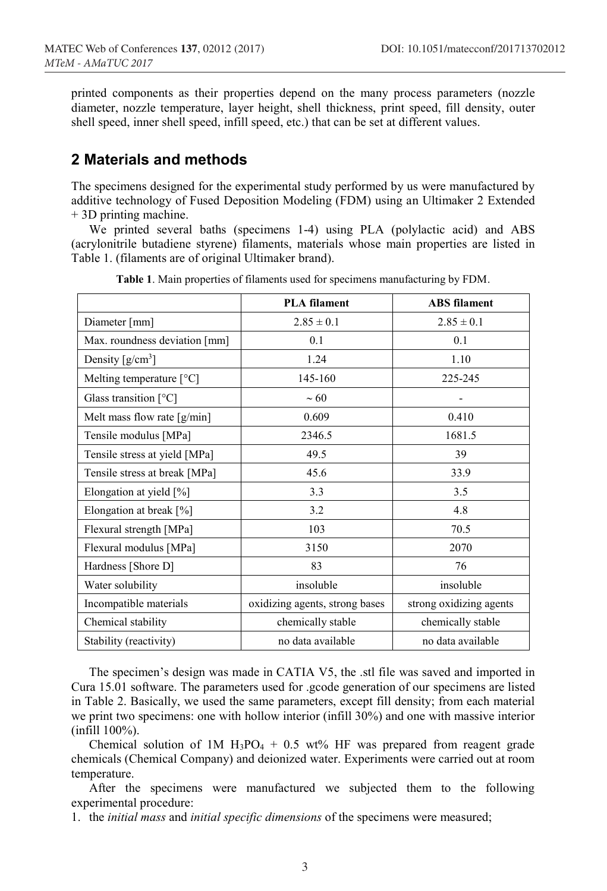printed components as their properties depend on the many process parameters (nozzle diameter, nozzle temperature, layer height, shell thickness, print speed, fill density, outer shell speed, inner shell speed, infill speed, etc.) that can be set at different values.

## 2 Materials and methods

The specimens designed for the experimental study performed by us were manufactured by additive technology of Fused Deposition Modeling (FDM) using an Ultimaker 2 Extended + 3D printing machine.

We printed several baths (specimens 1-4) using PLA (polylactic acid) and ABS (acrylonitrile butadiene styrene) filaments, materials whose main properties are listed in Table 1. (filaments are of original Ultimaker brand).

**Table 1**. Main properties of filaments used for specimens manufacturing by FDM.

| | **PLA filament** | **ABS filament** |
|---|---|---|
| Diameter [mm] | 2.85 ± 0.1 | 2.85 ± 0.1 |
| Max. roundness deviation [mm] | 0.1 | 0.1 |
| Density [g/cm$^3$] | 1.24 | 1.10 |
| Melting temperature [°C] | 145-160 | 225-245 |
| Glass transition [°C] | ~ 60 | - |
| Melt mass flow rate [g/min] | 0.609 | 0.410 |
| Tensile modulus [MPa] | 2346.5 | 1681.5 |
| Tensile stress at yield [MPa] | 49.5 | 39 |
| Tensile stress at break [MPa] | 45.6 | 33.9 |
| Elongation at yield [%] | 3.3 | 3.5 |
| Elongation at break [%] | 3.2 | 4.8 |
| Flexural strength [MPa] | 103 | 70.5 |
| Flexural modulus [MPa] | 3150 | 2070 |
| Hardness [Shore D] | 83 | 76 |
| Water solubility | insoluble | insoluble |
| Incompatible materials | oxidizing agents, strong bases | strong oxidizing agents |
| Chemical stability | chemically stable | chemically stable |
| Stability (reactivity) | no data available | no data available |

The specimen's design was made in CATIA V5, the .stl file was saved and imported in Cura 15.01 software. The parameters used for .gcode generation of our specimens are listed in Table 2. Basically, we used the same parameters, except fill density; from each material we print two specimens: one with hollow interior (infill 30%) and one with massive interior (infill 100%).

Chemical solution of 1M $H_3PO_4$ + 0.5 wt% HF was prepared from reagent grade chemicals (Chemical Company) and deionized water. Experiments were carried out at room temperature.

After the specimens were manufactured we subjected them to the following experimental procedure:

1. the *initial mass* and *initial specific dimensions* of the specimens were measured;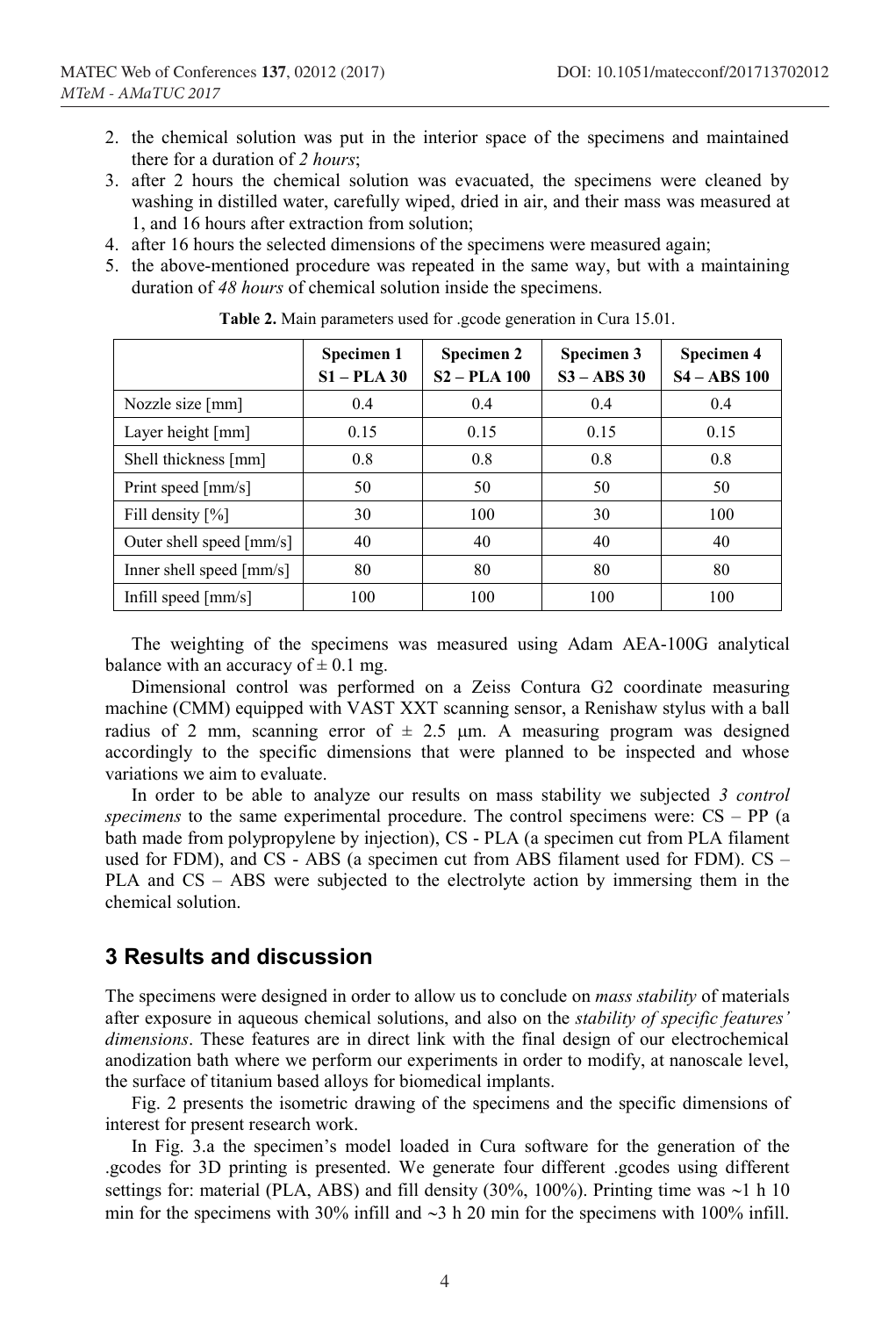2. the chemical solution was put in the interior space of the specimens and maintained there for a duration of *2 hours*;
3. after 2 hours the chemical solution was evacuated, the specimens were cleaned by washing in distilled water, carefully wiped, dried in air, and their mass was measured at 1, and 16 hours after extraction from solution;
4. after 16 hours the selected dimensions of the specimens were measured again;
5. the above-mentioned procedure was repeated in the same way, but with a maintaining duration of *48 hours* of chemical solution inside the specimens.

**Table 2.** Main parameters used for .gcode generation in Cura 15.01.

| | **Specimen 1 S1 – PLA 30** | **Specimen 2 S2 – PLA 100** | **Specimen 3 S3 – ABS 30** | **Specimen 4 S4 – ABS 100** |
|---|---|---|---|---|
| Nozzle size [mm] | 0.4 | 0.4 | 0.4 | 0.4 |
| Layer height [mm] | 0.15 | 0.15 | 0.15 | 0.15 |
| Shell thickness [mm] | 0.8 | 0.8 | 0.8 | 0.8 |
| Print speed [mm/s] | 50 | 50 | 50 | 50 |
| Fill density [%] | 30 | 100 | 30 | 100 |
| Outer shell speed [mm/s] | 40 | 40 | 40 | 40 |
| Inner shell speed [mm/s] | 80 | 80 | 80 | 80 |
| Infill speed [mm/s] | 100 | 100 | 100 | 100 |

The weighting of the specimens was measured using Adam AEA-100G analytical balance with an accuracy of $\pm$ 0.1 mg.

Dimensional control was performed on a Zeiss Contura G2 coordinate measuring machine (CMM) equipped with VAST XXT scanning sensor, a Renishaw stylus with a ball radius of 2 mm, scanning error of $\pm$ 2.5 μm. A measuring program was designed accordingly to the specific dimensions that were planned to be inspected and whose variations we aim to evaluate.

In order to be able to analyze our results on mass stability we subjected *3 control specimens* to the same experimental procedure. The control specimens were: CS – PP (a bath made from polypropylene by injection), CS - PLA (a specimen cut from PLA filament used for FDM), and CS - ABS (a specimen cut from ABS filament used for FDM). CS – PLA and CS – ABS were subjected to the electrolyte action by immersing them in the chemical solution.

## 3 Results and discussion

The specimens were designed in order to allow us to conclude on *mass stability* of materials after exposure in aqueous chemical solutions, and also on the *stability of specific features' dimensions*. These features are in direct link with the final design of our electrochemical anodization bath where we perform our experiments in order to modify, at nanoscale level, the surface of titanium based alloys for biomedical implants.

Fig. 2 presents the isometric drawing of the specimens and the specific dimensions of interest for present research work.

In Fig. 3.a the specimen's model loaded in Cura software for the generation of the .gcodes for 3D printing is presented. We generate four different .gcodes using different settings for: material (PLA, ABS) and fill density (30%, 100%). Printing time was ~1 h 10 min for the specimens with 30% infill and ~3 h 20 min for the specimens with 100% infill.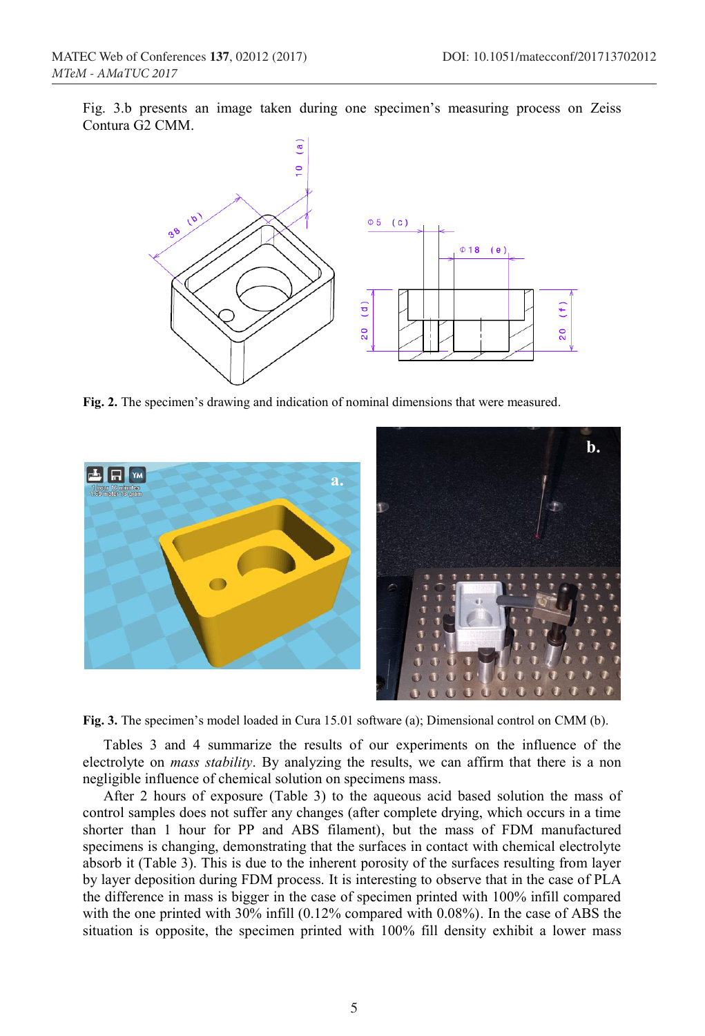Fig. 3.b presents an image taken during one specimen's measuring process on Zeiss Contura G2 CMM.

**Fig. 2.** The specimen's drawing and indication of nominal dimensions that were measured.

**Fig. 3.** The specimen's model loaded in Cura 15.01 software (a); Dimensional control on CMM (b).

Tables 3 and 4 summarize the results of our experiments on the influence of the electrolyte on *mass stability*. By analyzing the results, we can affirm that there is a non negligible influence of chemical solution on specimens mass.

After 2 hours of exposure (Table 3) to the aqueous acid based solution the mass of control samples does not suffer any changes (after complete drying, which occurs in a time shorter than 1 hour for PP and ABS filament), but the mass of FDM manufactured specimens is changing, demonstrating that the surfaces in contact with chemical electrolyte absorb it (Table 3). This is due to the inherent porosity of the surfaces resulting from layer by layer deposition during FDM process. It is interesting to observe that in the case of PLA the difference in mass is bigger in the case of specimen printed with 100% infill compared with the one printed with 30% infill (0.12% compared with 0.08%). In the case of ABS the situation is opposite, the specimen printed with 100% fill density exhibit a lower mass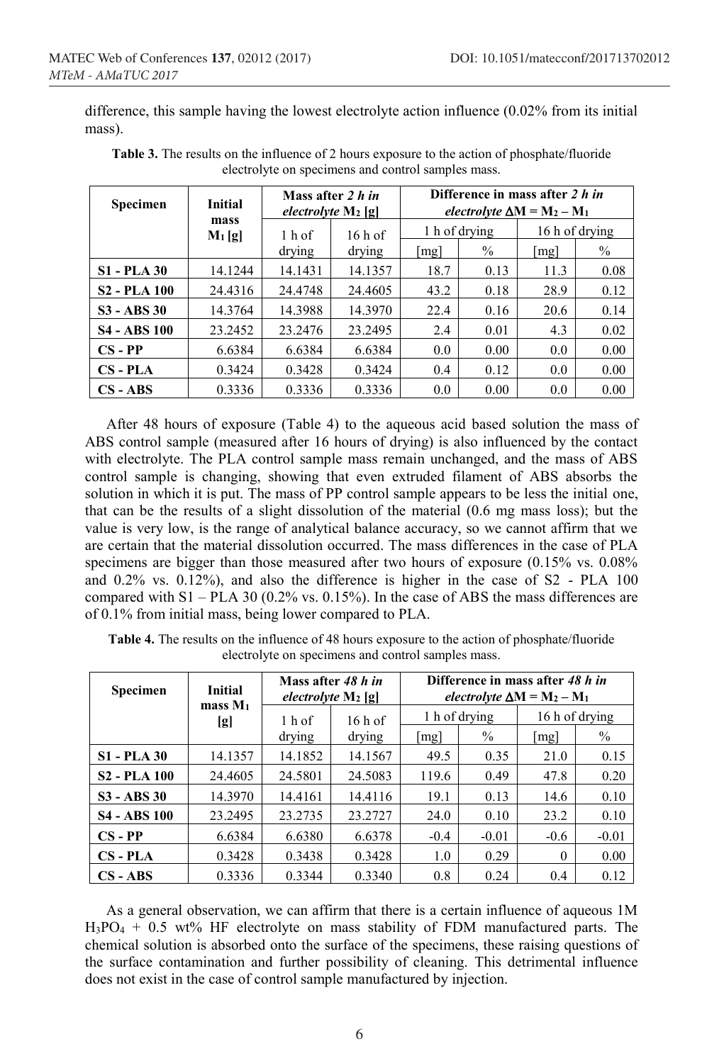difference, this sample having the lowest electrolyte action influence (0.02% from its initial mass).

**Table 3.** The results on the influence of 2 hours exposure to the action of phosphate/fluoride electrolyte on specimens and control samples mass.

| Specimen | Initial mass $M_1$ [g] | Mass after *2 h in electrolyte* $M_2$ [g] | | Difference in mass after *2 h in electrolyte* $\Delta M = M_2 - M_1$ | | | |
|---|---|---|---|---|---|---|---|
| | | 1 h of drying | 16 h of drying | 1 h of drying | | 16 h of drying | |
| | | | | [mg] | % | [mg] | % |
| **S1 - PLA 30** | 14.1244 | 14.1431 | 14.1357 | 18.7 | 0.13 | 11.3 | 0.08 |
| **S2 - PLA 100** | 24.4316 | 24.4748 | 24.4605 | 43.2 | 0.18 | 28.9 | 0.12 |
| **S3 - ABS 30** | 14.3764 | 14.3988 | 14.3970 | 22.4 | 0.16 | 20.6 | 0.14 |
| **S4 - ABS 100** | 23.2452 | 23.2476 | 23.2495 | 2.4 | 0.01 | 4.3 | 0.02 |
| **CS - PP** | 6.6384 | 6.6384 | 6.6384 | 0.0 | 0.00 | 0.0 | 0.00 |
| **CS - PLA** | 0.3424 | 0.3428 | 0.3424 | 0.4 | 0.12 | 0.0 | 0.00 |
| **CS - ABS** | 0.3336 | 0.3336 | 0.3336 | 0.0 | 0.00 | 0.0 | 0.00 |

After 48 hours of exposure (Table 4) to the aqueous acid based solution the mass of ABS control sample (measured after 16 hours of drying) is also influenced by the contact with electrolyte. The PLA control sample mass remain unchanged, and the mass of ABS control sample is changing, showing that even extruded filament of ABS absorbs the solution in which it is put. The mass of PP control sample appears to be less the initial one, that can be the results of a slight dissolution of the material (0.6 mg mass loss); but the value is very low, is the range of analytical balance accuracy, so we cannot affirm that we are certain that the material dissolution occurred. The mass differences in the case of PLA specimens are bigger than those measured after two hours of exposure (0.15% vs. 0.08% and 0.2% vs. 0.12%), and also the difference is higher in the case of S2 - PLA 100 compared with S1 – PLA 30 (0.2% vs. 0.15%). In the case of ABS the mass differences are of 0.1% from initial mass, being lower compared to PLA.

**Table 4.** The results on the influence of 48 hours exposure to the action of phosphate/fluoride electrolyte on specimens and control samples mass.

| Specimen | Initial mass $M_1$ [g] | Mass after *48 h in electrolyte* $M_2$ [g] | | Difference in mass after *48 h in electrolyte* $\Delta M = M_2 - M_1$ | | | |
|---|---|---|---|---|---|---|---|
| | | 1 h of drying | 16 h of drying | 1 h of drying | | 16 h of drying | |
| | | | | [mg] | % | [mg] | % |
| **S1 - PLA 30** | 14.1357 | 14.1852 | 14.1567 | 49.5 | 0.35 | 21.0 | 0.15 |
| **S2 - PLA 100** | 24.4605 | 24.5801 | 24.5083 | 119.6 | 0.49 | 47.8 | 0.20 |
| **S3 - ABS 30** | 14.3970 | 14.4161 | 14.4116 | 19.1 | 0.13 | 14.6 | 0.10 |
| **S4 - ABS 100** | 23.2495 | 23.2735 | 23.2727 | 24.0 | 0.10 | 23.2 | 0.10 |
| **CS - PP** | 6.6384 | 6.6380 | 6.6378 | -0.4 | -0.01 | -0.6 | -0.01 |
| **CS - PLA** | 0.3428 | 0.3438 | 0.3428 | 1.0 | 0.29 | 0 | 0.00 |
| **CS - ABS** | 0.3336 | 0.3344 | 0.3340 | 0.8 | 0.24 | 0.4 | 0.12 |

As a general observation, we can affirm that there is a certain influence of aqueous 1M $H_3PO_4$ + 0.5 wt% HF electrolyte on mass stability of FDM manufactured parts. The chemical solution is absorbed onto the surface of the specimens, these raising questions of the surface contamination and further possibility of cleaning. This detrimental influence does not exist in the case of control sample manufactured by injection.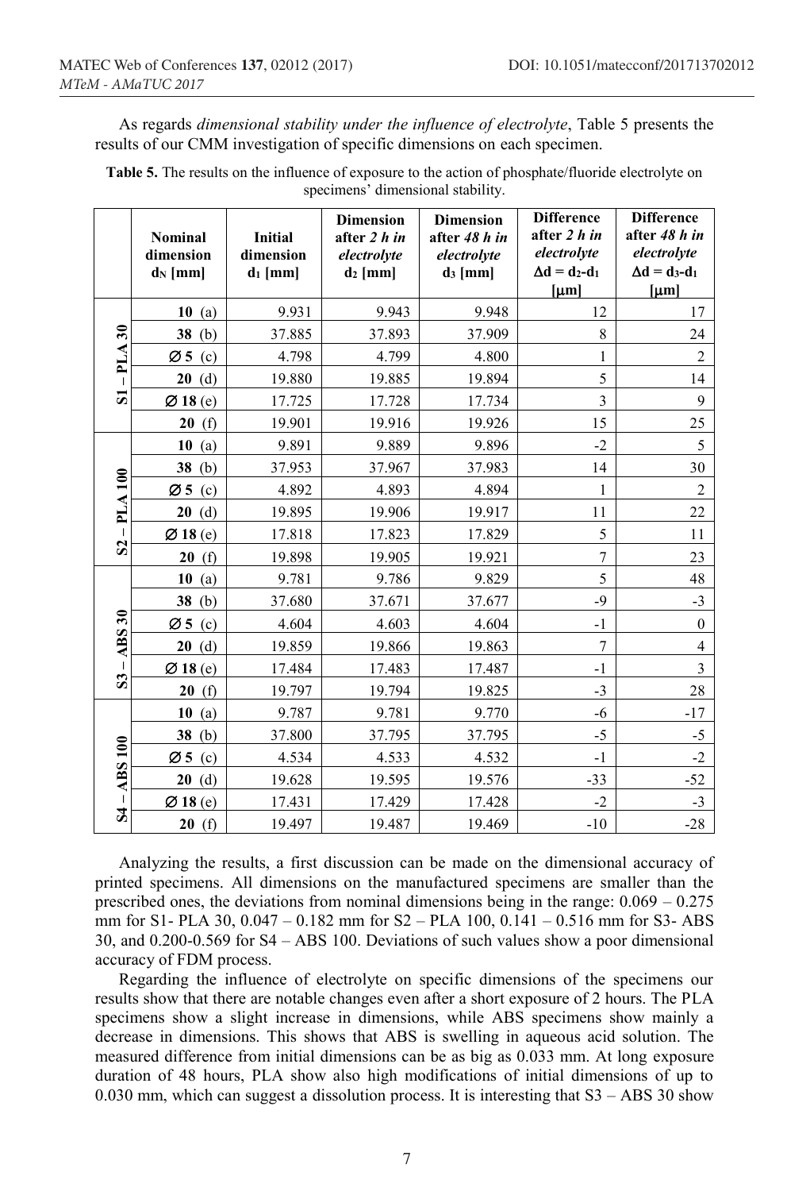As regards *dimensional stability under the influence of electrolyte*, Table 5 presents the results of our CMM investigation of specific dimensions on each specimen.

**Table 5.** The results on the influence of exposure to the action of phosphate/fluoride electrolyte on specimens' dimensional stability.

| | Nominal dimension $d_N$ [mm] | Initial dimension $d_1$ [mm] | Dimension after *2 h in electrolyte* $d_2$ [mm] | Dimension after *48 h in electrolyte* $d_3$ [mm] | Difference after *2 h in electrolyte* $\Delta d = d_2 - d_1$ [μm] | Difference after *48 h in electrolyte* $\Delta d = d_3 - d_1$ [μm] |
|---|---|---|---|---|---|---|
| **S1 – PLA 30** | **10** (a) | 9.931 | 9.943 | 9.948 | 12 | 17 |
| | **38** (b) | 37.885 | 37.893 | 37.909 | 8 | 24 |
| | **Ø 5** (c) | 4.798 | 4.799 | 4.800 | 1 | 2 |
| | **20** (d) | 19.880 | 19.885 | 19.894 | 5 | 14 |
| | **Ø 18** (e) | 17.725 | 17.728 | 17.734 | 3 | 9 |
| | **20** (f) | 19.901 | 19.916 | 19.926 | 15 | 25 |
| **S2 – PLA 100** | **10** (a) | 9.891 | 9.889 | 9.896 | -2 | 5 |
| | **38** (b) | 37.953 | 37.967 | 37.983 | 14 | 30 |
| | **Ø 5** (c) | 4.892 | 4.893 | 4.894 | 1 | 2 |
| | **20** (d) | 19.895 | 19.906 | 19.917 | 11 | 22 |
| | **Ø 18** (e) | 17.818 | 17.823 | 17.829 | 5 | 11 |
| | **20** (f) | 19.898 | 19.905 | 19.921 | 7 | 23 |
| **S3 – ABS 30** | **10** (a) | 9.781 | 9.786 | 9.829 | 5 | 48 |
| | **38** (b) | 37.680 | 37.671 | 37.677 | -9 | -3 |
| | **Ø 5** (c) | 4.604 | 4.603 | 4.604 | -1 | 0 |
| | **20** (d) | 19.859 | 19.866 | 19.863 | 7 | 4 |
| | **Ø 18** (e) | 17.484 | 17.483 | 17.487 | -1 | 3 |
| | **20** (f) | 19.797 | 19.794 | 19.825 | -3 | 28 |
| **S4 – ABS 100** | **10** (a) | 9.787 | 9.781 | 9.770 | -6 | -17 |
| | **38** (b) | 37.800 | 37.795 | 37.795 | -5 | -5 |
| | **Ø 5** (c) | 4.534 | 4.533 | 4.532 | -1 | -2 |
| | **20** (d) | 19.628 | 19.595 | 19.576 | -33 | -52 |
| | **Ø 18** (e) | 17.431 | 17.429 | 17.428 | -2 | -3 |
| | **20** (f) | 19.497 | 19.487 | 19.469 | -10 | -28 |

Analyzing the results, a first discussion can be made on the dimensional accuracy of printed specimens. All dimensions on the manufactured specimens are smaller than the prescribed ones, the deviations from nominal dimensions being in the range: 0.069 – 0.275 mm for S1- PLA 30, 0.047 – 0.182 mm for S2 – PLA 100, 0.141 – 0.516 mm for S3- ABS 30, and 0.200-0.569 for S4 – ABS 100. Deviations of such values show a poor dimensional accuracy of FDM process.

Regarding the influence of electrolyte on specific dimensions of the specimens our results show that there are notable changes even after a short exposure of 2 hours. The PLA specimens show a slight increase in dimensions, while ABS specimens show mainly a decrease in dimensions. This shows that ABS is swelling in aqueous acid solution. The measured difference from initial dimensions can be as big as 0.033 mm. At long exposure duration of 48 hours, PLA show also high modifications of initial dimensions of up to 0.030 mm, which can suggest a dissolution process. It is interesting that S3 – ABS 30 show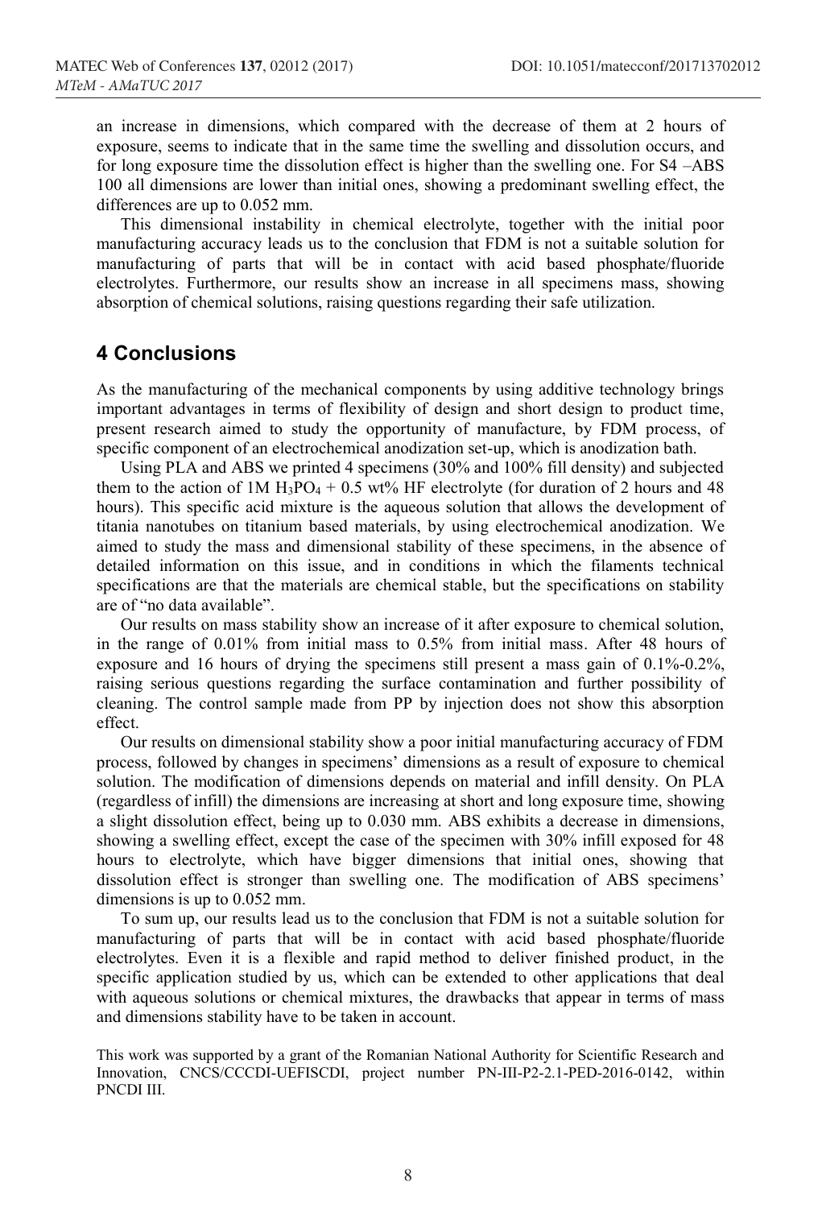an increase in dimensions, which compared with the decrease of them at 2 hours of exposure, seems to indicate that in the same time the swelling and dissolution occurs, and for long exposure time the dissolution effect is higher than the swelling one. For S4 –ABS 100 all dimensions are lower than initial ones, showing a predominant swelling effect, the differences are up to 0.052 mm.

This dimensional instability in chemical electrolyte, together with the initial poor manufacturing accuracy leads us to the conclusion that FDM is not a suitable solution for manufacturing of parts that will be in contact with acid based phosphate/fluoride electrolytes. Furthermore, our results show an increase in all specimens mass, showing absorption of chemical solutions, raising questions regarding their safe utilization.

## 4 Conclusions

As the manufacturing of the mechanical components by using additive technology brings important advantages in terms of flexibility of design and short design to product time, present research aimed to study the opportunity of manufacture, by FDM process, of specific component of an electrochemical anodization set-up, which is anodization bath.

Using PLA and ABS we printed 4 specimens (30% and 100% fill density) and subjected them to the action of 1M $H_3PO_4$ + 0.5 wt% HF electrolyte (for duration of 2 hours and 48 hours). This specific acid mixture is the aqueous solution that allows the development of titania nanotubes on titanium based materials, by using electrochemical anodization. We aimed to study the mass and dimensional stability of these specimens, in the absence of detailed information on this issue, and in conditions in which the filaments technical specifications are that the materials are chemical stable, but the specifications on stability are of "no data available".

Our results on mass stability show an increase of it after exposure to chemical solution, in the range of 0.01% from initial mass to 0.5% from initial mass. After 48 hours of exposure and 16 hours of drying the specimens still present a mass gain of 0.1%-0.2%, raising serious questions regarding the surface contamination and further possibility of cleaning. The control sample made from PP by injection does not show this absorption effect.

Our results on dimensional stability show a poor initial manufacturing accuracy of FDM process, followed by changes in specimens' dimensions as a result of exposure to chemical solution. The modification of dimensions depends on material and infill density. On PLA (regardless of infill) the dimensions are increasing at short and long exposure time, showing a slight dissolution effect, being up to 0.030 mm. ABS exhibits a decrease in dimensions, showing a swelling effect, except the case of the specimen with 30% infill exposed for 48 hours to electrolyte, which have bigger dimensions that initial ones, showing that dissolution effect is stronger than swelling one. The modification of ABS specimens' dimensions is up to 0.052 mm.

To sum up, our results lead us to the conclusion that FDM is not a suitable solution for manufacturing of parts that will be in contact with acid based phosphate/fluoride electrolytes. Even it is a flexible and rapid method to deliver finished product, in the specific application studied by us, which can be extended to other applications that deal with aqueous solutions or chemical mixtures, the drawbacks that appear in terms of mass and dimensions stability have to be taken in account.

This work was supported by a grant of the Romanian National Authority for Scientific Research and Innovation, CNCS/CCCDI-UEFISCDI, project number PN-III-P2-2.1-PED-2016-0142, within PNCDI III.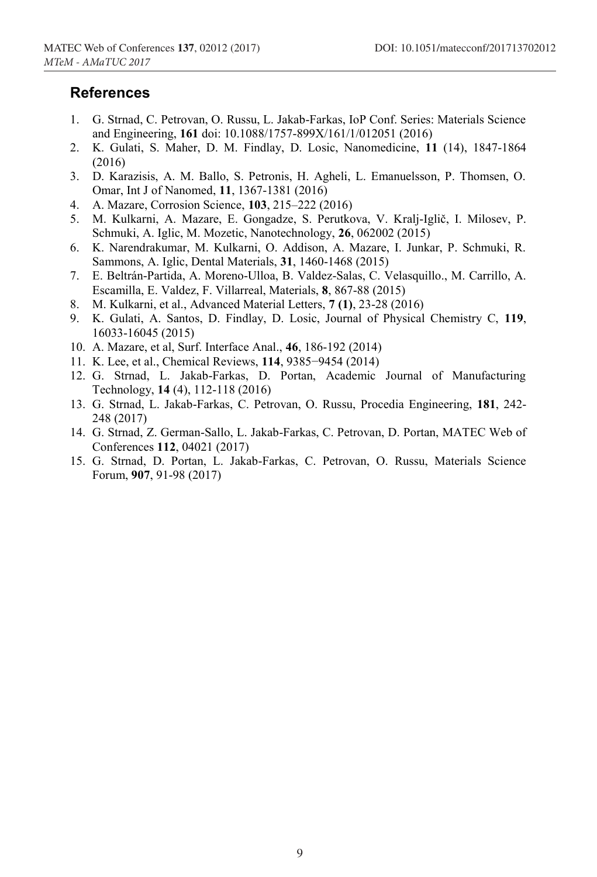## References

1. G. Strnad, C. Petrovan, O. Russu, L. Jakab-Farkas, IoP Conf. Series: Materials Science and Engineering, **161** doi: 10.1088/1757-899X/161/1/012051 (2016)
2. K. Gulati, S. Maher, D. M. Findlay, D. Losic, Nanomedicine, **11** (14), 1847-1864 (2016)
3. D. Karazisis, A. M. Ballo, S. Petronis, H. Agheli, L. Emanuelsson, P. Thomsen, O. Omar, Int J of Nanomed, **11**, 1367-1381 (2016)
4. A. Mazare, Corrosion Science, **103**, 215–222 (2016)
5. M. Kulkarni, A. Mazare, E. Gongadze, S. Perutkova, V. Kralj-Iglič, I. Milosev, P. Schmuki, A. Iglic, M. Mozetic, Nanotechnology, **26**, 062002 (2015)
6. K. Narendrakumar, M. Kulkarni, O. Addison, A. Mazare, I. Junkar, P. Schmuki, R. Sammons, A. Iglic, Dental Materials, **31**, 1460-1468 (2015)
7. E. Beltrán-Partida, A. Moreno-Ulloa, B. Valdez-Salas, C. Velasquillo., M. Carrillo, A. Escamilla, E. Valdez, F. Villarreal, Materials, **8**, 867-88 (2015)
8. M. Kulkarni, et al., Advanced Material Letters, **7 (1)**, 23-28 (2016)
9. K. Gulati, A. Santos, D. Findlay, D. Losic, Journal of Physical Chemistry C, **119**, 16033-16045 (2015)
10. A. Mazare, et al, Surf. Interface Anal., **46**, 186-192 (2014)
11. K. Lee, et al., Chemical Reviews, **114**, 9385−9454 (2014)
12. G. Strnad, L. Jakab-Farkas, D. Portan, Academic Journal of Manufacturing Technology, **14** (4), 112-118 (2016)
13. G. Strnad, L. Jakab-Farkas, C. Petrovan, O. Russu, Procedia Engineering, **181**, 242-248 (2017)
14. G. Strnad, Z. German-Sallo, L. Jakab-Farkas, C. Petrovan, D. Portan, MATEC Web of Conferences **112**, 04021 (2017)
15. G. Strnad, D. Portan, L. Jakab-Farkas, C. Petrovan, O. Russu, Materials Science Forum, **907**, 91-98 (2017)